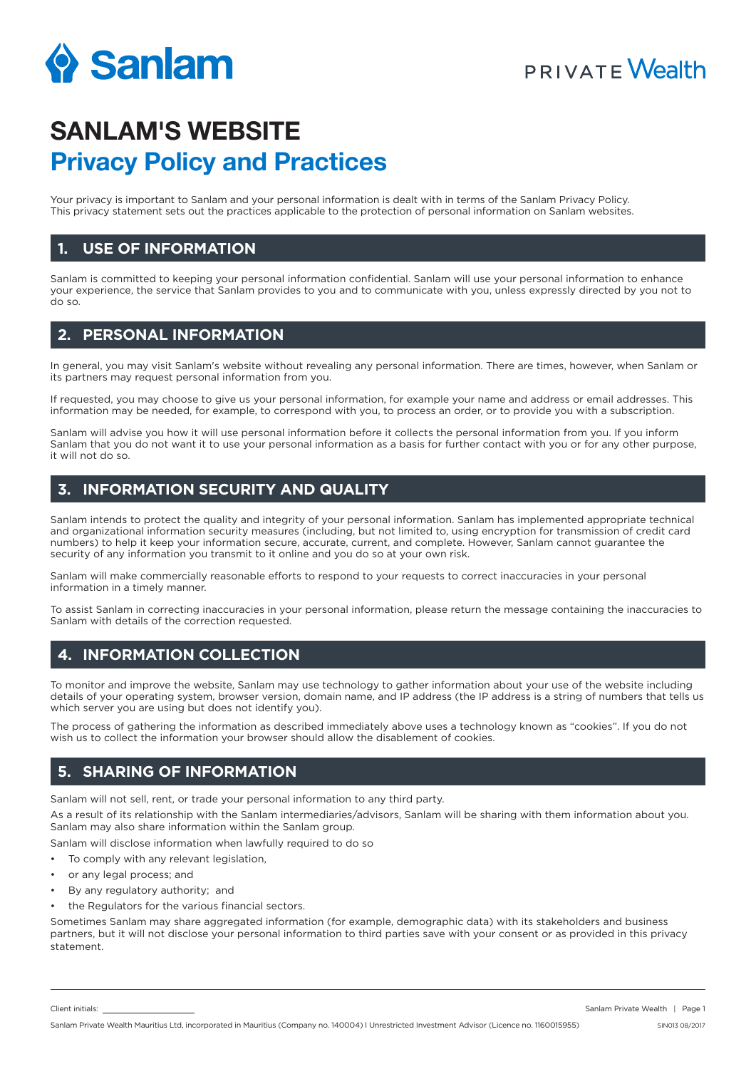# SANLAM'S WEBSITE

## Privacy Policy and Practices

Your privacy is important to Sanlam and your personal information is dealt with in terms of the Sanlam Privacy Policy. This privacy statement sets out the practices applicable to the protection of personal information on Sanlam websites.

## 1. USE OF INFORMATION

Sanlam is committed to keeping your personal information confidential. Sanlam will use your personal information to enhance your experience, the service that Sanlam provides to you and to communicate with you, unless expressly directed by you not to do so.

## 2. PERSONAL INFORMATION

In general, you may visit Sanlam's website without revealing any personal information. There are times, however, when Sanlam or its partners may request personal information from you.

If requested, you may choose to give us your personal information, for example your name and address or email addresses. This information may be needed, for example, to correspond with you, to process an order, or to provide you with a subscription.

Sanlam will advise you how it will use personal information before it collects the personal information from you. If you inform Sanlam that you do not want it to use your personal information as a basis for further contact with you or for any other purpose, it will not do so.

## 3. INFORMATION SECURITY AND QUALITY

Sanlam intends to protect the quality and integrity of your personal information. Sanlam has implemented appropriate technical and organizational information security measures (including, but not limited to, using encryption for transmission of credit card numbers) to help it keep your information secure, accurate, current, and complete. However, Sanlam cannot guarantee the security of any information you transmit to it online and you do so at your own risk.

Sanlam will make commercially reasonable efforts to respond to your requests to correct inaccuracies in your personal information in a timely manner.

To assist Sanlam in correcting inaccuracies in your personal information, please return the message containing the inaccuracies to Sanlam with details of the correction requested.

## 4. INFORMATION COLLECTION

To monitor and improve the website, Sanlam may use technology to gather information about your use of the website including details of your operating system, browser version, domain name, and IP address (the IP address is a string of numbers that tells us which server you are using but does not identify you).

The process of gathering the information as described immediately above uses a technology known as "cookies". If you do not wish us to collect the information your browser should allow the disablement of cookies.

## 5. SHARING OF INFORMATION

Sanlam will not sell, rent, or trade your personal information to any third party.

As a result of its relationship with the Sanlam intermediaries/advisors, Sanlam will be sharing with them information about you. Sanlam may also share information within the Sanlam group.

Sanlam will disclose information when lawfully required to do so

- To comply with any relevant legislation,
- or any legal process; and
- By any regulatory authority; and
- the Regulators for the various financial sectors.

Sometimes Sanlam may share aggregated information (for example, demographic data) with its stakeholders and business partners, but it will not disclose your personal information to third parties save with your consent or as provided in this privacy statement.

Client initials: ____________________

Sanlam Private Wealth Mauritius Ltd, incorporated in Mauritius (Company no. 140004) I Unrestricted Investment Advisor (Licence no. 1160015955)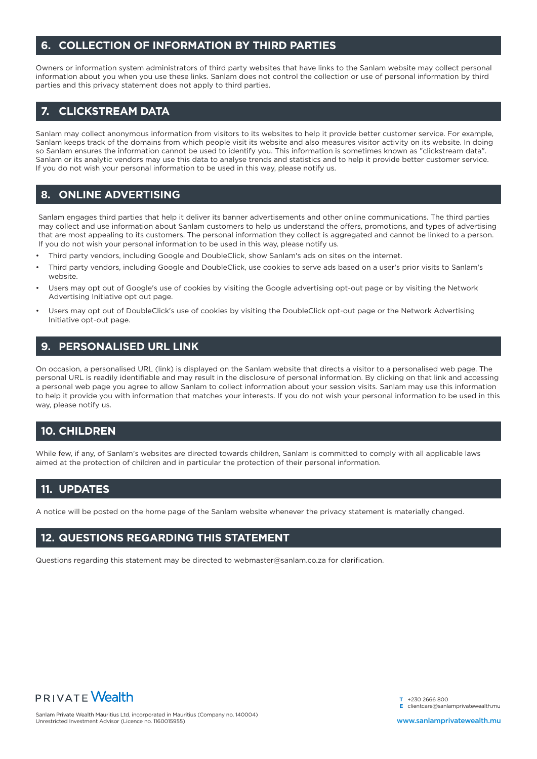## 6. COLLECTION OF INFORMATION BY THIRD PARTIES

Owners or information system administrators of third party websites that have links to the Sanlam website may collect personal information about you when you use these links. Sanlam does not control the collection or use of personal information by third parties and this privacy statement does not apply to third parties.

## 7. CLICKSTREAM DATA

Sanlam may collect anonymous information from visitors to its websites to help it provide better customer service. For example, Sanlam keeps track of the domains from which people visit its website and also measures visitor activity on its website. In doing so Sanlam ensures the information cannot be used to identify you. This information is sometimes known as "clickstream data". Sanlam or its analytic vendors may use this data to analyse trends and statistics and to help it provide better customer service. If you do not wish your personal information to be used in this way, please notify us.

## 8. ONLINE ADVERTISING

Sanlam engages third parties that help it deliver its banner advertisements and other online communications. The third parties may collect and use information about Sanlam customers to help us understand the offers, promotions, and types of advertising that are most appealing to its customers. The personal information they collect is aggregated and cannot be linked to a person. If you do not wish your personal information to be used in this way, please notify us.

- Third party vendors, including Google and DoubleClick, show Sanlam's ads on sites on the internet.
- Third party vendors, including Google and DoubleClick, use cookies to serve ads based on a user's prior visits to Sanlam's website.
- Users may opt out of Google's use of cookies by visiting the Google advertising opt-out page or by visiting the Network Advertising Initiative opt out page.
- Users may opt out of DoubleClick's use of cookies by visiting the DoubleClick opt-out page or the Network Advertising Initiative opt-out page.

## 9. PERSONALISED URL LINK

On occasion, a personalised URL (link) is displayed on the Sanlam website that directs a visitor to a personalised web page. The personal URL is readily identifiable and may result in the disclosure of personal information. By clicking on that link and accessing a personal web page you agree to allow Sanlam to collect information about your session visits. Sanlam may use this information to help it provide you with information that matches your interests. If you do not wish your personal information to be used in this way, please notify us.

## 10. CHILDREN

While few, if any, of Sanlam's websites are directed towards children, Sanlam is committed to comply with all applicable laws aimed at the protection of children and in particular the protection of their personal information.

## 11. UPDATES

A notice will be posted on the home page of the Sanlam website whenever the privacy statement is materially changed.

## 12. QUESTIONS REGARDING THIS STATEMENT

Questions regarding this statement may be directed to webmaster@sanlam.co.za for clarification.

PRIVATE Wealth

Sanlam Private Wealth Mauritius Ltd, incorporated in Mauritius (Company no. 140004)
Unrestricted Investment Advisor (Licence no. 1160015955)

T +230 2666 800
E clientcare@sanlamprivatewealth.mu

www.sanlamprivatewealth.mu